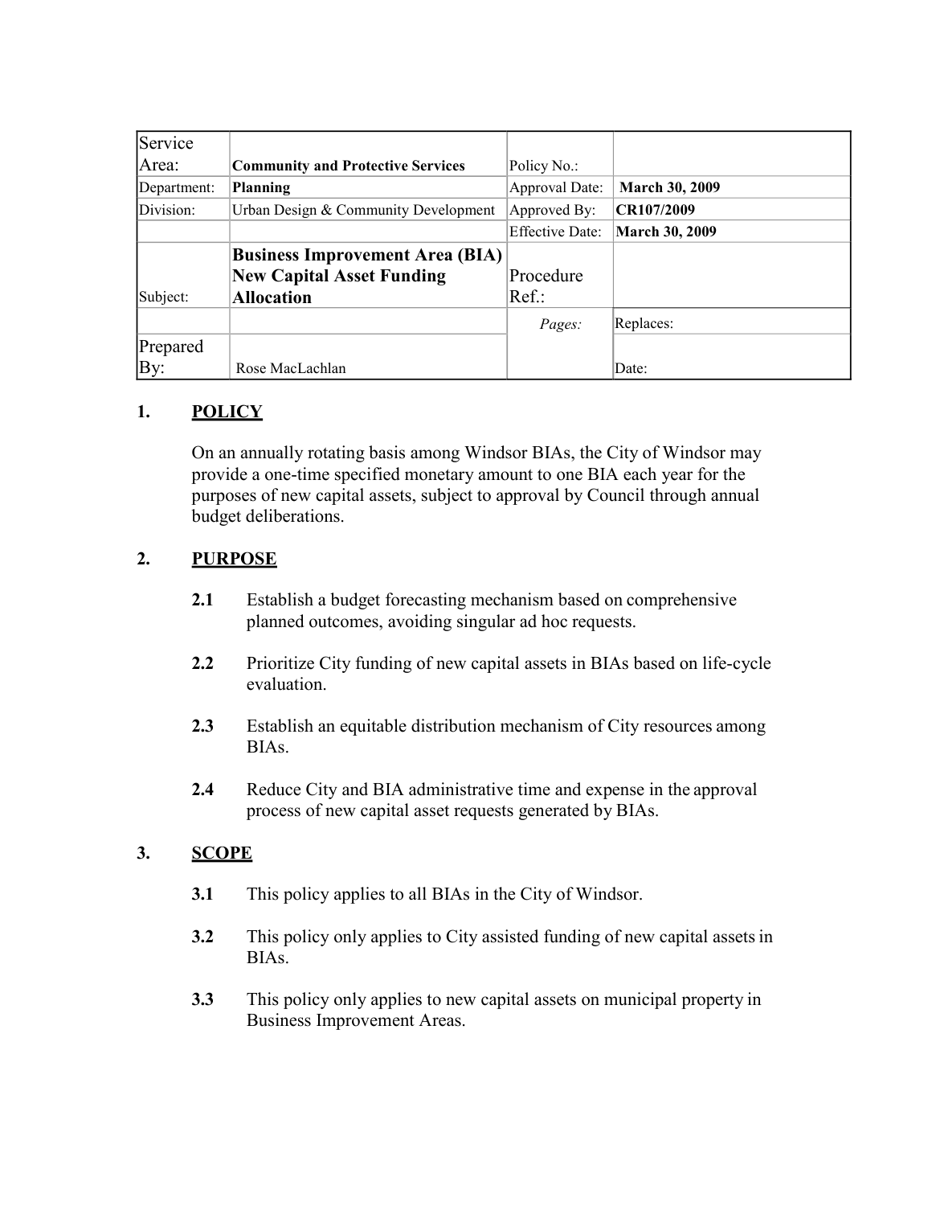| Service Area: | **Community and Protective Services** | Policy No.: | |
|---|---|---|---|
| Department: | **Planning** | Approval Date: | **March 30, 2009** |
| Division: | Urban Design & Community Development | Approved By: | **CR107/2009** |
| | | Effective Date: | **March 30, 2009** |
| Subject: | **Business Improvement Area (BIA) New Capital Asset Funding Allocation** | Procedure Ref.: | |
| | | *Pages:* | Replaces: |
| Prepared By: | Rose MacLachlan | | Date: |

## 1. POLICY

On an annually rotating basis among Windsor BIAs, the City of Windsor may provide a one-time specified monetary amount to one BIA each year for the purposes of new capital assets, subject to approval by Council through annual budget deliberations.

## 2. PURPOSE

**2.1** Establish a budget forecasting mechanism based on comprehensive planned outcomes, avoiding singular ad hoc requests.

**2.2** Prioritize City funding of new capital assets in BIAs based on life-cycle evaluation.

**2.3** Establish an equitable distribution mechanism of City resources among BIAs.

**2.4** Reduce City and BIA administrative time and expense in the approval process of new capital asset requests generated by BIAs.

## 3. SCOPE

**3.1** This policy applies to all BIAs in the City of Windsor.

**3.2** This policy only applies to City assisted funding of new capital assets in BIAs.

**3.3** This policy only applies to new capital assets on municipal property in Business Improvement Areas.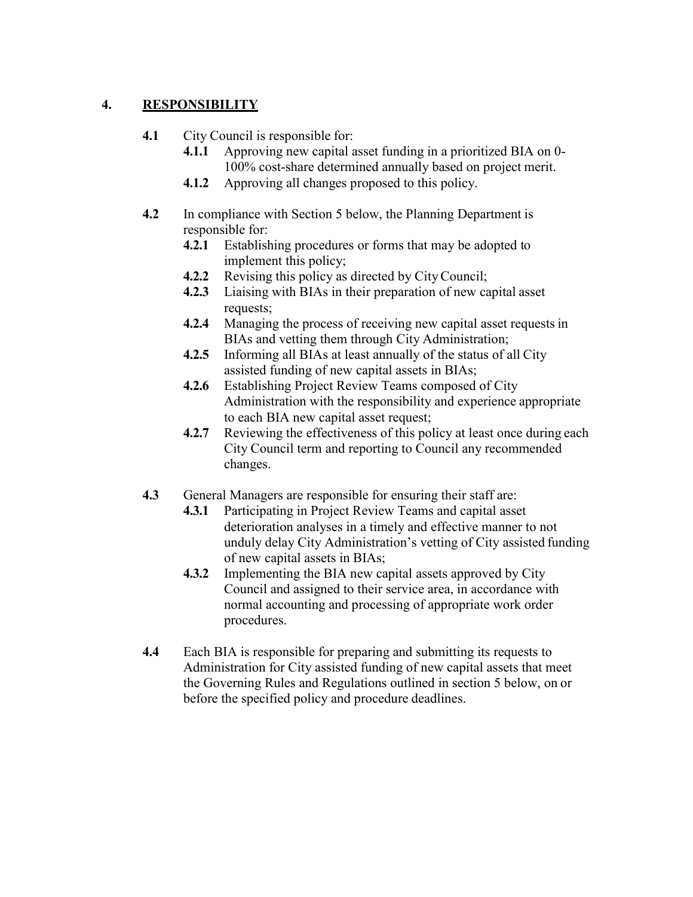## 4. RESPONSIBILITY

**4.1** City Council is responsible for:

- **4.1.1** Approving new capital asset funding in a prioritized BIA on 0-100% cost-share determined annually based on project merit.
- **4.1.2** Approving all changes proposed to this policy.

**4.2** In compliance with Section 5 below, the Planning Department is responsible for:

- **4.2.1** Establishing procedures or forms that may be adopted to implement this policy;
- **4.2.2** Revising this policy as directed by City Council;
- **4.2.3** Liaising with BIAs in their preparation of new capital asset requests;
- **4.2.4** Managing the process of receiving new capital asset requests in BIAs and vetting them through City Administration;
- **4.2.5** Informing all BIAs at least annually of the status of all City assisted funding of new capital assets in BIAs;
- **4.2.6** Establishing Project Review Teams composed of City Administration with the responsibility and experience appropriate to each BIA new capital asset request;
- **4.2.7** Reviewing the effectiveness of this policy at least once during each City Council term and reporting to Council any recommended changes.

**4.3** General Managers are responsible for ensuring their staff are:

- **4.3.1** Participating in Project Review Teams and capital asset deterioration analyses in a timely and effective manner to not unduly delay City Administration's vetting of City assisted funding of new capital assets in BIAs;
- **4.3.2** Implementing the BIA new capital assets approved by City Council and assigned to their service area, in accordance with normal accounting and processing of appropriate work order procedures.

**4.4** Each BIA is responsible for preparing and submitting its requests to Administration for City assisted funding of new capital assets that meet the Governing Rules and Regulations outlined in section 5 below, on or before the specified policy and procedure deadlines.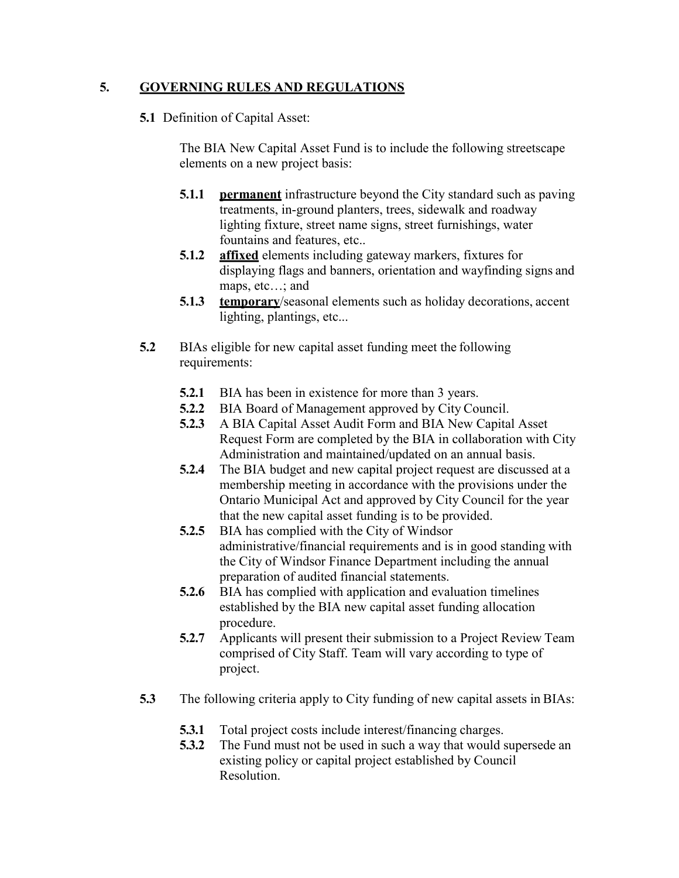## 5. GOVERNING RULES AND REGULATIONS

**5.1** Definition of Capital Asset:

The BIA New Capital Asset Fund is to include the following streetscape elements on a new project basis:

- **5.1.1** **<u>permanent</u>** infrastructure beyond the City standard such as paving treatments, in-ground planters, trees, sidewalk and roadway lighting fixture, street name signs, street furnishings, water fountains and features, etc..
- **5.1.2** **<u>affixed</u>** elements including gateway markers, fixtures for displaying flags and banners, orientation and wayfinding signs and maps, etc…; and
- **5.1.3** **<u>temporary</u>**/seasonal elements such as holiday decorations, accent lighting, plantings, etc...

**5.2** BIAs eligible for new capital asset funding meet the following requirements:

- **5.2.1** BIA has been in existence for more than 3 years.
- **5.2.2** BIA Board of Management approved by City Council.
- **5.2.3** A BIA Capital Asset Audit Form and BIA New Capital Asset Request Form are completed by the BIA in collaboration with City Administration and maintained/updated on an annual basis.
- **5.2.4** The BIA budget and new capital project request are discussed at a membership meeting in accordance with the provisions under the Ontario Municipal Act and approved by City Council for the year that the new capital asset funding is to be provided.
- **5.2.5** BIA has complied with the City of Windsor administrative/financial requirements and is in good standing with the City of Windsor Finance Department including the annual preparation of audited financial statements.
- **5.2.6** BIA has complied with application and evaluation timelines established by the BIA new capital asset funding allocation procedure.
- **5.2.7** Applicants will present their submission to a Project Review Team comprised of City Staff. Team will vary according to type of project.

**5.3** The following criteria apply to City funding of new capital assets in BIAs:

- **5.3.1** Total project costs include interest/financing charges.
- **5.3.2** The Fund must not be used in such a way that would supersede an existing policy or capital project established by Council Resolution.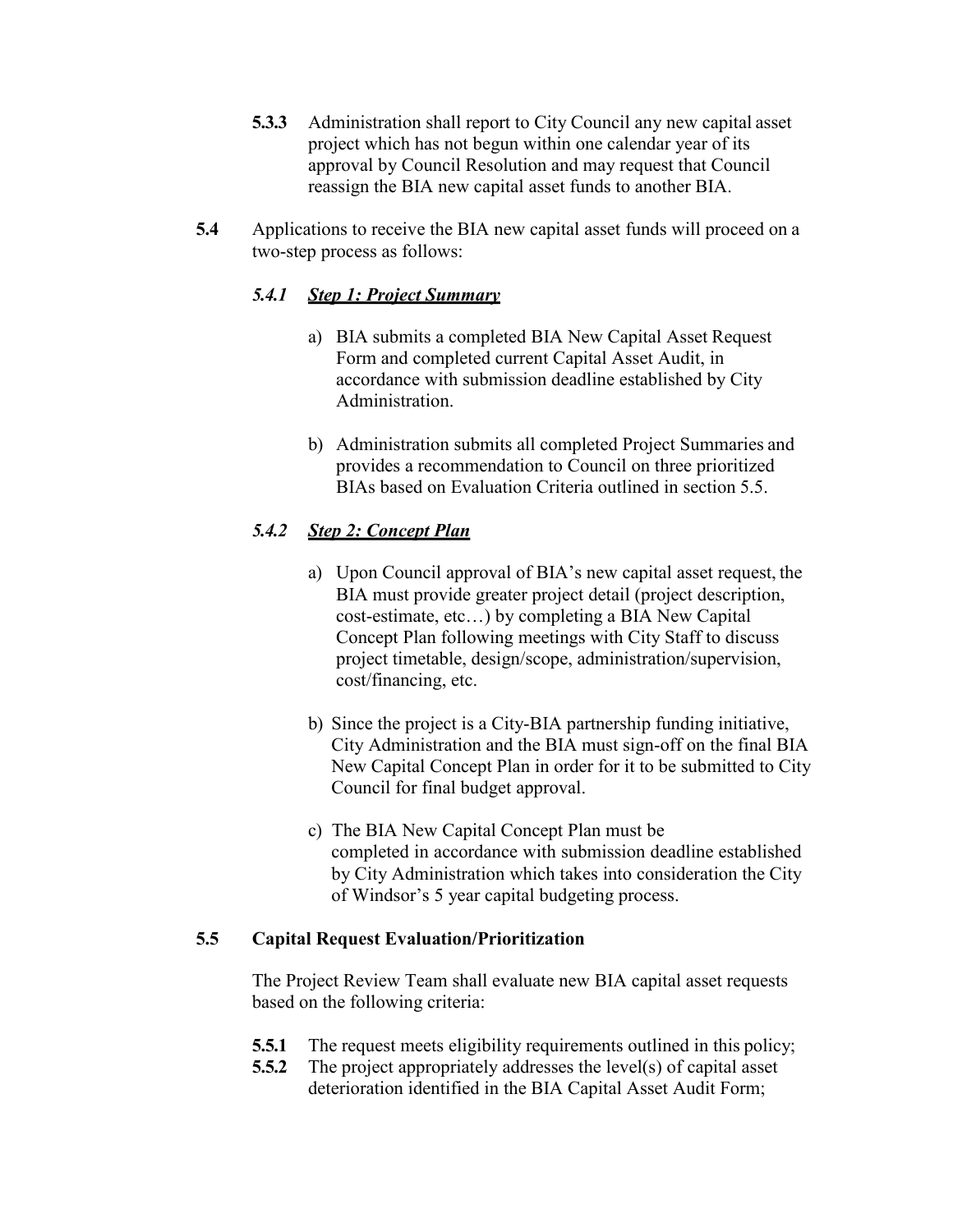**5.3.3** Administration shall report to City Council any new capital asset project which has not begun within one calendar year of its approval by Council Resolution and may request that Council reassign the BIA new capital asset funds to another BIA.

**5.4** Applications to receive the BIA new capital asset funds will proceed on a two-step process as follows:

***5.4.1*** ***<u>Step 1: Project Summary</u>***

a) BIA submits a completed BIA New Capital Asset Request Form and completed current Capital Asset Audit, in accordance with submission deadline established by City Administration.

b) Administration submits all completed Project Summaries and provides a recommendation to Council on three prioritized BIAs based on Evaluation Criteria outlined in section 5.5.

***5.4.2*** ***<u>Step 2: Concept Plan</u>***

a) Upon Council approval of BIA's new capital asset request, the BIA must provide greater project detail (project description, cost-estimate, etc…) by completing a BIA New Capital Concept Plan following meetings with City Staff to discuss project timetable, design/scope, administration/supervision, cost/financing, etc.

b) Since the project is a City-BIA partnership funding initiative, City Administration and the BIA must sign-off on the final BIA New Capital Concept Plan in order for it to be submitted to City Council for final budget approval.

c) The BIA New Capital Concept Plan must be completed in accordance with submission deadline established by City Administration which takes into consideration the City of Windsor's 5 year capital budgeting process.

**5.5 Capital Request Evaluation/Prioritization**

The Project Review Team shall evaluate new BIA capital asset requests based on the following criteria:

**5.5.1** The request meets eligibility requirements outlined in this policy;
**5.5.2** The project appropriately addresses the level(s) of capital asset deterioration identified in the BIA Capital Asset Audit Form;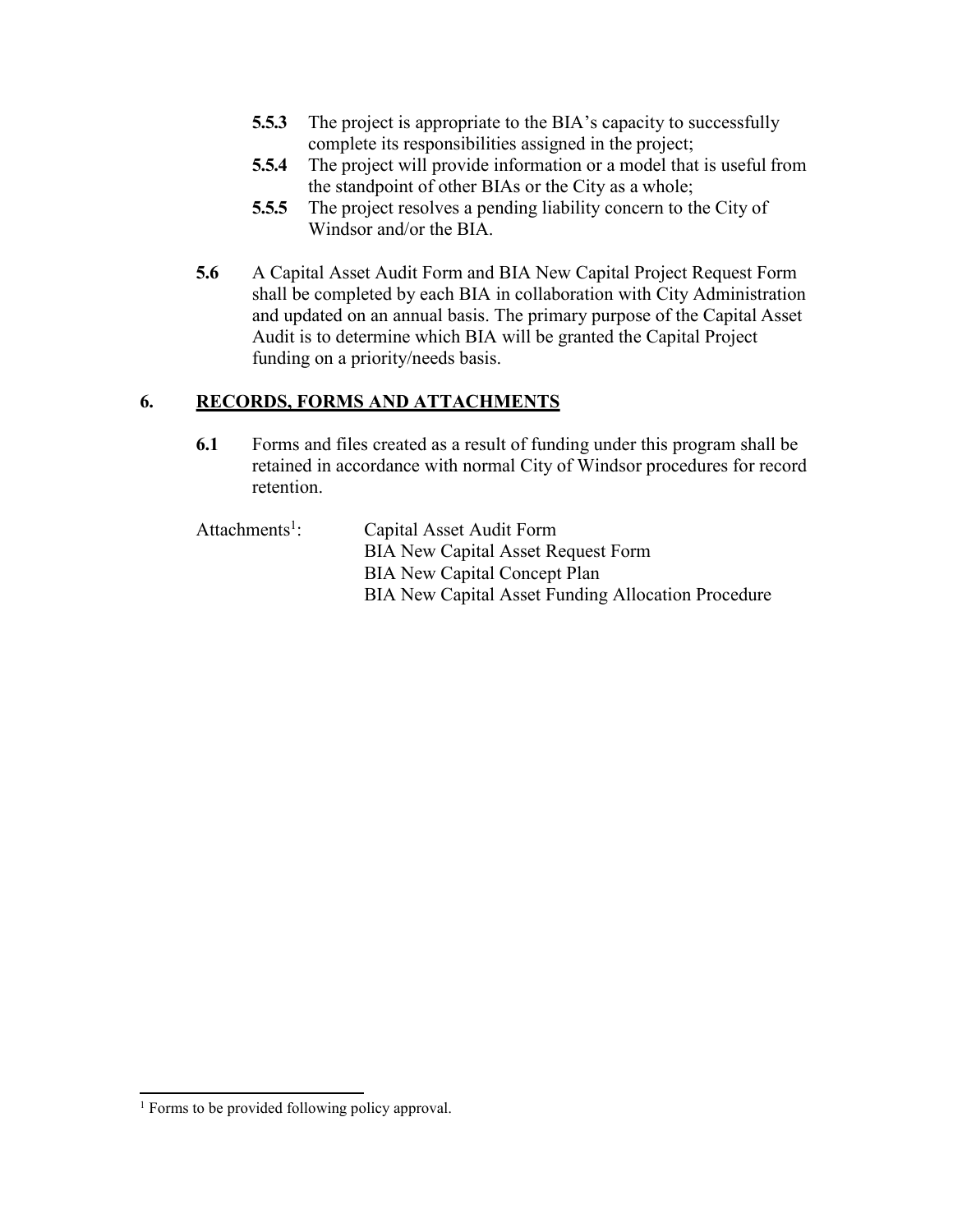**5.5.3** The project is appropriate to the BIA's capacity to successfully complete its responsibilities assigned in the project;

**5.5.4** The project will provide information or a model that is useful from the standpoint of other BIAs or the City as a whole;

**5.5.5** The project resolves a pending liability concern to the City of Windsor and/or the BIA.

**5.6** A Capital Asset Audit Form and BIA New Capital Project Request Form shall be completed by each BIA in collaboration with City Administration and updated on an annual basis. The primary purpose of the Capital Asset Audit is to determine which BIA will be granted the Capital Project funding on a priority/needs basis.

## 6. RECORDS, FORMS AND ATTACHMENTS

**6.1** Forms and files created as a result of funding under this program shall be retained in accordance with normal City of Windsor procedures for record retention.

Attachments[1]:

- Capital Asset Audit Form
- BIA New Capital Asset Request Form
- BIA New Capital Concept Plan
- BIA New Capital Asset Funding Allocation Procedure

[1] Forms to be provided following policy approval.